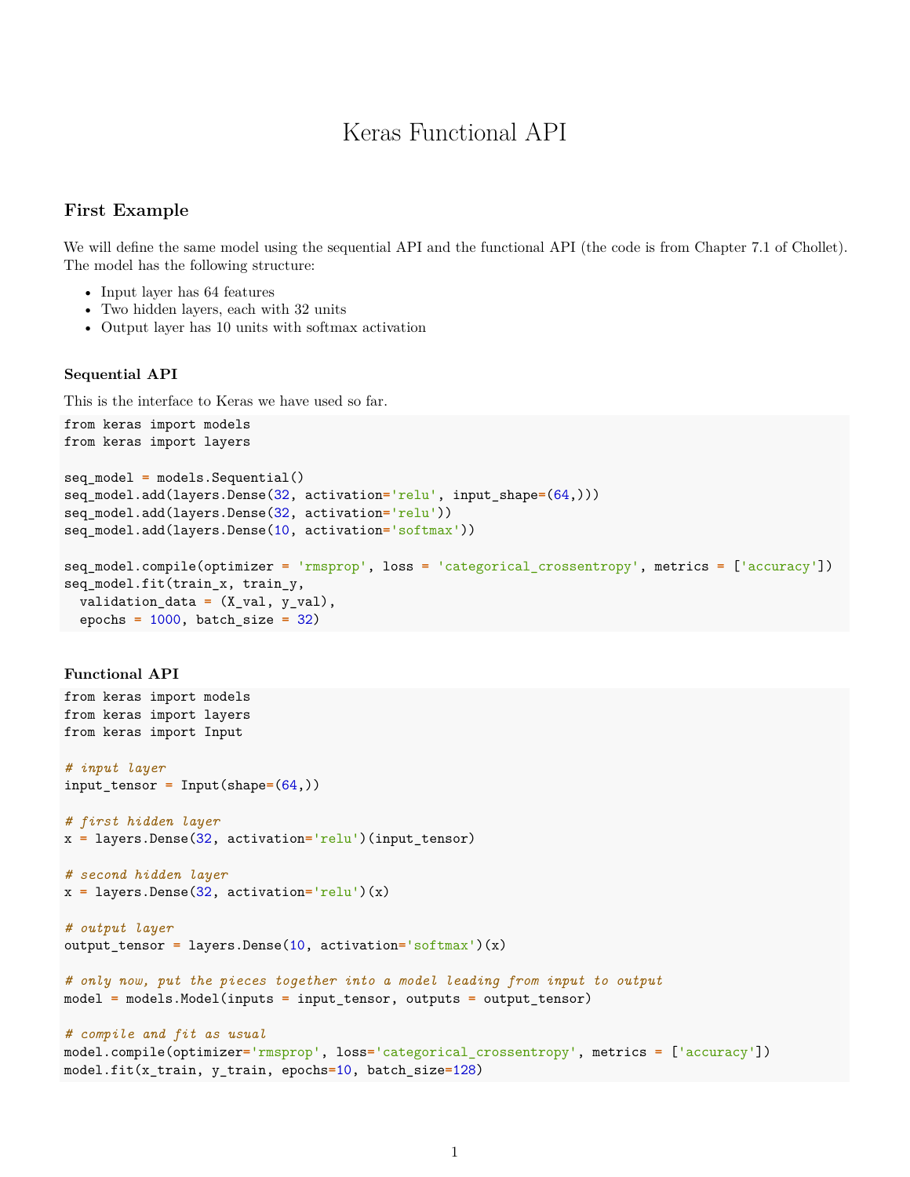# Keras Functional API

## First Example

We will define the same model using the sequential API and the functional API (the code is from Chapter 7.1 of Chollet). The model has the following structure:

- Input layer has 64 features
- Two hidden layers, each with 32 units
- Output layer has 10 units with softmax activation

### Sequential API

This is the interface to Keras we have used so far.

```
from keras import models
from keras import layers

seq_model = models.Sequential()
seq_model.add(layers.Dense(32, activation='relu', input_shape=(64,)))
seq_model.add(layers.Dense(32, activation='relu'))
seq_model.add(layers.Dense(10, activation='softmax'))

seq_model.compile(optimizer = 'rmsprop', loss = 'categorical_crossentropy', metrics = ['accuracy'])
seq_model.fit(train_x, train_y,
  validation_data = (X_val, y_val),
  epochs = 1000, batch_size = 32)
```

### Functional API

```
from keras import models
from keras import layers
from keras import Input

# input layer
input_tensor = Input(shape=(64,))

# first hidden layer
x = layers.Dense(32, activation='relu')(input_tensor)

# second hidden layer
x = layers.Dense(32, activation='relu')(x)

# output layer
output_tensor = layers.Dense(10, activation='softmax')(x)

# only now, put the pieces together into a model leading from input to output
model = models.Model(inputs = input_tensor, outputs = output_tensor)

# compile and fit as usual
model.compile(optimizer='rmsprop', loss='categorical_crossentropy', metrics = ['accuracy'])
model.fit(x_train, y_train, epochs=10, batch_size=128)
```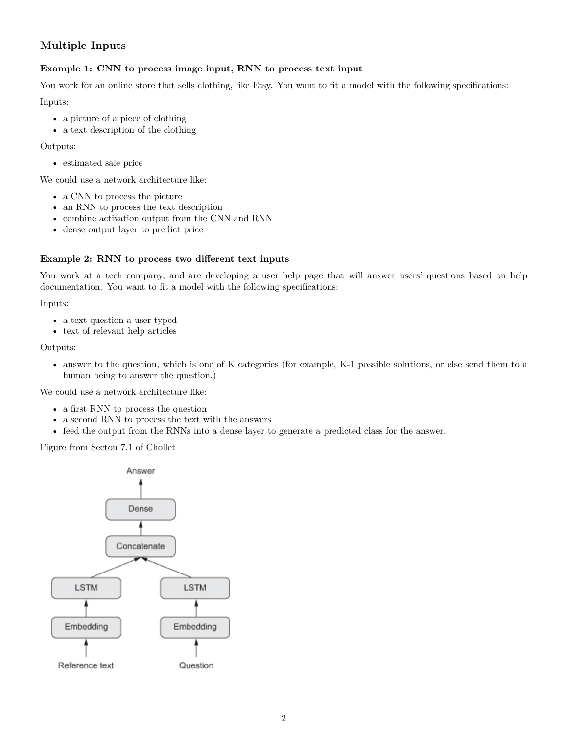## Multiple Inputs

### Example 1: CNN to process image input, RNN to process text input

You work for an online store that sells clothing, like Etsy. You want to fit a model with the following specifications:

Inputs:

- a picture of a piece of clothing
- a text description of the clothing

Outputs:

- estimated sale price

We could use a network architecture like:

- a CNN to process the picture
- an RNN to process the text description
- combine activation output from the CNN and RNN
- dense output layer to predict price

### Example 2: RNN to process two different text inputs

You work at a tech company, and are developing a user help page that will answer users' questions based on help documentation. You want to fit a model with the following specifications:

Inputs:

- a text question a user typed
- text of relevant help articles

Outputs:

- answer to the question, which is one of K categories (for example, K-1 possible solutions, or else send them to a human being to answer the question.)

We could use a network architecture like:

- a first RNN to process the question
- a second RNN to process the text with the answers
- feed the output from the RNNs into a dense layer to generate a predicted class for the answer.

Figure from Secton 7.1 of Chollet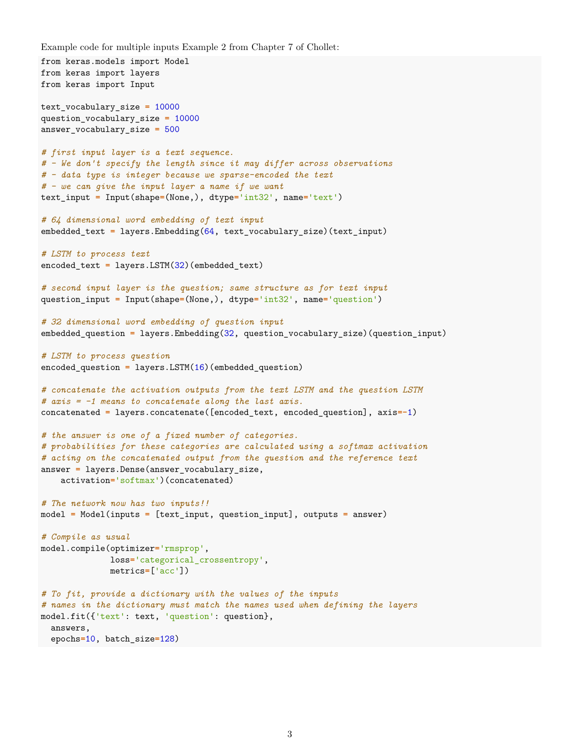Example code for multiple inputs Example 2 from Chapter 7 of Chollet:

```
from keras.models import Model
from keras import layers
from keras import Input

text_vocabulary_size = 10000
question_vocabulary_size = 10000
answer_vocabulary_size = 500

# first input layer is a text sequence.
# - We don't specify the length since it may differ across observations
# - data type is integer because we sparse-encoded the text
# - we can give the input layer a name if we want
text_input = Input(shape=(None,), dtype='int32', name='text')

# 64 dimensional word embedding of text input
embedded_text = layers.Embedding(64, text_vocabulary_size)(text_input)

# LSTM to process text
encoded_text = layers.LSTM(32)(embedded_text)

# second input layer is the question; same structure as for text input
question_input = Input(shape=(None,), dtype='int32', name='question')

# 32 dimensional word embedding of question input
embedded_question = layers.Embedding(32, question_vocabulary_size)(question_input)

# LSTM to process question
encoded_question = layers.LSTM(16)(embedded_question)

# concatenate the activation outputs from the text LSTM and the question LSTM
# axis = -1 means to concatenate along the last axis.
concatenated = layers.concatenate([encoded_text, encoded_question], axis=-1)

# the answer is one of a fixed number of categories.
# probabilities for these categories are calculated using a softmax activation
# acting on the concatenated output from the question and the reference text
answer = layers.Dense(answer_vocabulary_size,
    activation='softmax')(concatenated)

# The network now has two inputs!!
model = Model(inputs = [text_input, question_input], outputs = answer)

# Compile as usual
model.compile(optimizer='rmsprop',
              loss='categorical_crossentropy',
              metrics=['acc'])

# To fit, provide a dictionary with the values of the inputs
# names in the dictionary must match the names used when defining the layers
model.fit({'text': text, 'question': question},
  answers,
  epochs=10, batch_size=128)
```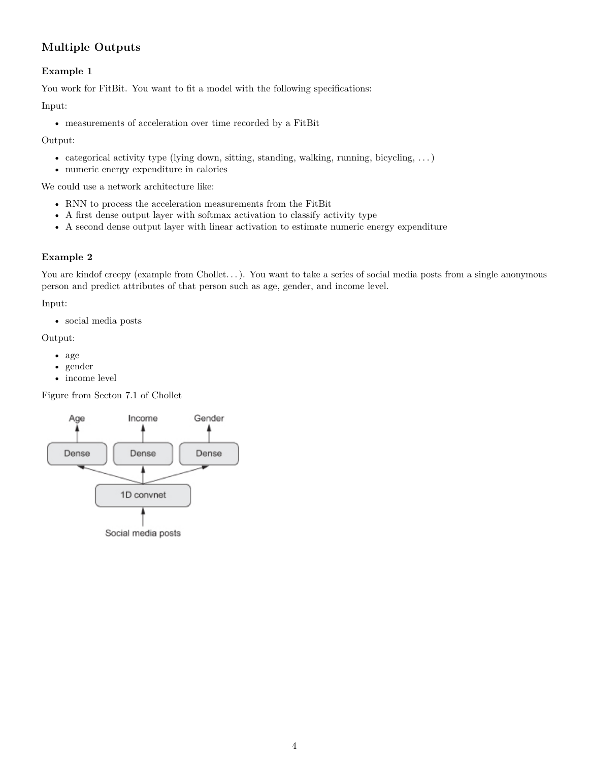## Multiple Outputs

### Example 1

You work for FitBit. You want to fit a model with the following specifications:

Input:

- measurements of acceleration over time recorded by a FitBit

Output:

- categorical activity type (lying down, sitting, standing, walking, running, bicycling, . . . )
- numeric energy expenditure in calories

We could use a network architecture like:

- RNN to process the acceleration measurements from the FitBit
- A first dense output layer with softmax activation to classify activity type
- A second dense output layer with linear activation to estimate numeric energy expenditure

### Example 2

You are kindof creepy (example from Chollet. . . ). You want to take a series of social media posts from a single anonymous person and predict attributes of that person such as age, gender, and income level.

Input:

- social media posts

Output:

- age
- gender
- income level

Figure from Secton 7.1 of Chollet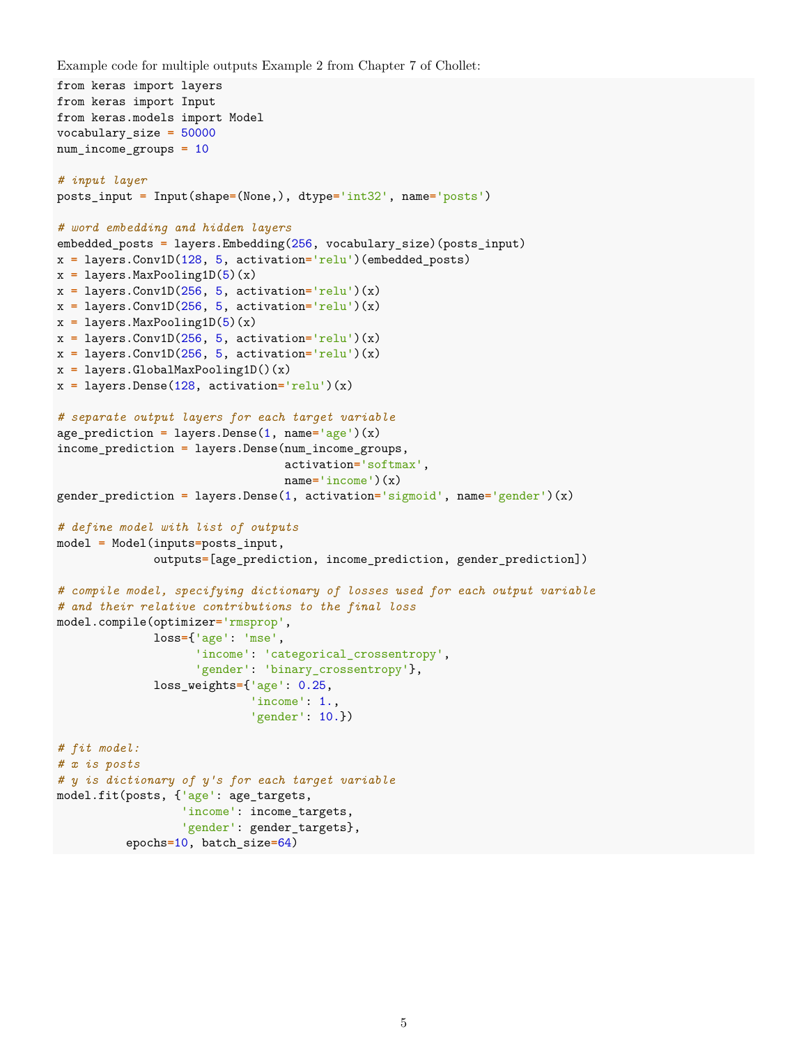Example code for multiple outputs Example 2 from Chapter 7 of Chollet:

```
from keras import layers
from keras import Input
from keras.models import Model
vocabulary_size = 50000
num_income_groups = 10

# input layer
posts_input = Input(shape=(None,), dtype='int32', name='posts')

# word embedding and hidden layers
embedded_posts = layers.Embedding(256, vocabulary_size)(posts_input)
x = layers.Conv1D(128, 5, activation='relu')(embedded_posts)
x = layers.MaxPooling1D(5)(x)
x = layers.Conv1D(256, 5, activation='relu')(x)
x = layers.Conv1D(256, 5, activation='relu')(x)
x = layers.MaxPooling1D(5)(x)
x = layers.Conv1D(256, 5, activation='relu')(x)
x = layers.Conv1D(256, 5, activation='relu')(x)
x = layers.GlobalMaxPooling1D()(x)
x = layers.Dense(128, activation='relu')(x)

# separate output layers for each target variable
age_prediction = layers.Dense(1, name='age')(x)
income_prediction = layers.Dense(num_income_groups,
                                 activation='softmax',
                                 name='income')(x)
gender_prediction = layers.Dense(1, activation='sigmoid', name='gender')(x)

# define model with list of outputs
model = Model(inputs=posts_input,
              outputs=[age_prediction, income_prediction, gender_prediction])

# compile model, specifying dictionary of losses used for each output variable
# and their relative contributions to the final loss
model.compile(optimizer='rmsprop',
              loss={'age': 'mse',
                    'income': 'categorical_crossentropy',
                    'gender': 'binary_crossentropy'},
              loss_weights={'age': 0.25,
                            'income': 1.,
                            'gender': 10.})

# fit model:
# x is posts
# y is dictionary of y's for each target variable
model.fit(posts, {'age': age_targets,
                  'income': income_targets,
                  'gender': gender_targets},
          epochs=10, batch_size=64)
```